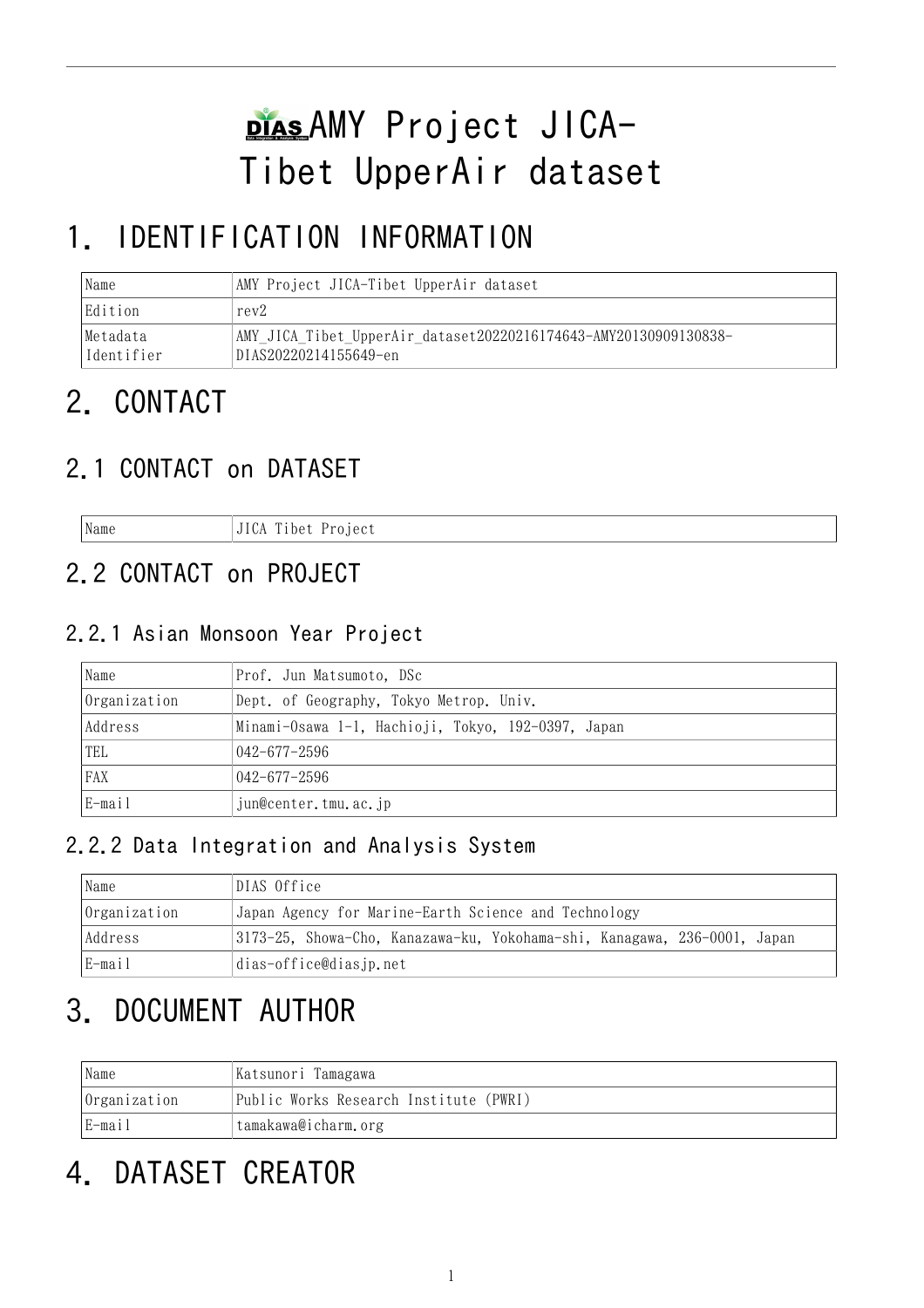# AMY Project JICA-Tibet UpperAir dataset

# 1. IDENTIFICATION INFORMATION

| | |
|---|---|
| Name | AMY Project JICA-Tibet UpperAir dataset |
| Edition | rev2 |
| Metadata Identifier | AMY_JICA_Tibet_UpperAir_dataset20220216174643-AMY20130909130838-DIAS20220214155649-en |

# 2. CONTACT

## 2.1 CONTACT on DATASET

| | |
|---|---|
| Name | JICA Tibet Project |

## 2.2 CONTACT on PROJECT

### 2.2.1 Asian Monsoon Year Project

| | |
|---|---|
| Name | Prof. Jun Matsumoto, DSc |
| Organization | Dept. of Geography, Tokyo Metrop. Univ. |
| Address | Minami-Osawa 1-1, Hachioji, Tokyo, 192-0397, Japan |
| TEL | 042-677-2596 |
| FAX | 042-677-2596 |
| E-mail | jun@center.tmu.ac.jp |

### 2.2.2 Data Integration and Analysis System

| | |
|---|---|
| Name | DIAS Office |
| Organization | Japan Agency for Marine-Earth Science and Technology |
| Address | 3173-25, Showa-Cho, Kanazawa-ku, Yokohama-shi, Kanagawa, 236-0001, Japan |
| E-mail | dias-office@diasjp.net |

# 3. DOCUMENT AUTHOR

| | |
|---|---|
| Name | Katsunori Tamagawa |
| Organization | Public Works Research Institute (PWRI) |
| E-mail | tamakawa@icharm.org |

# 4. DATASET CREATOR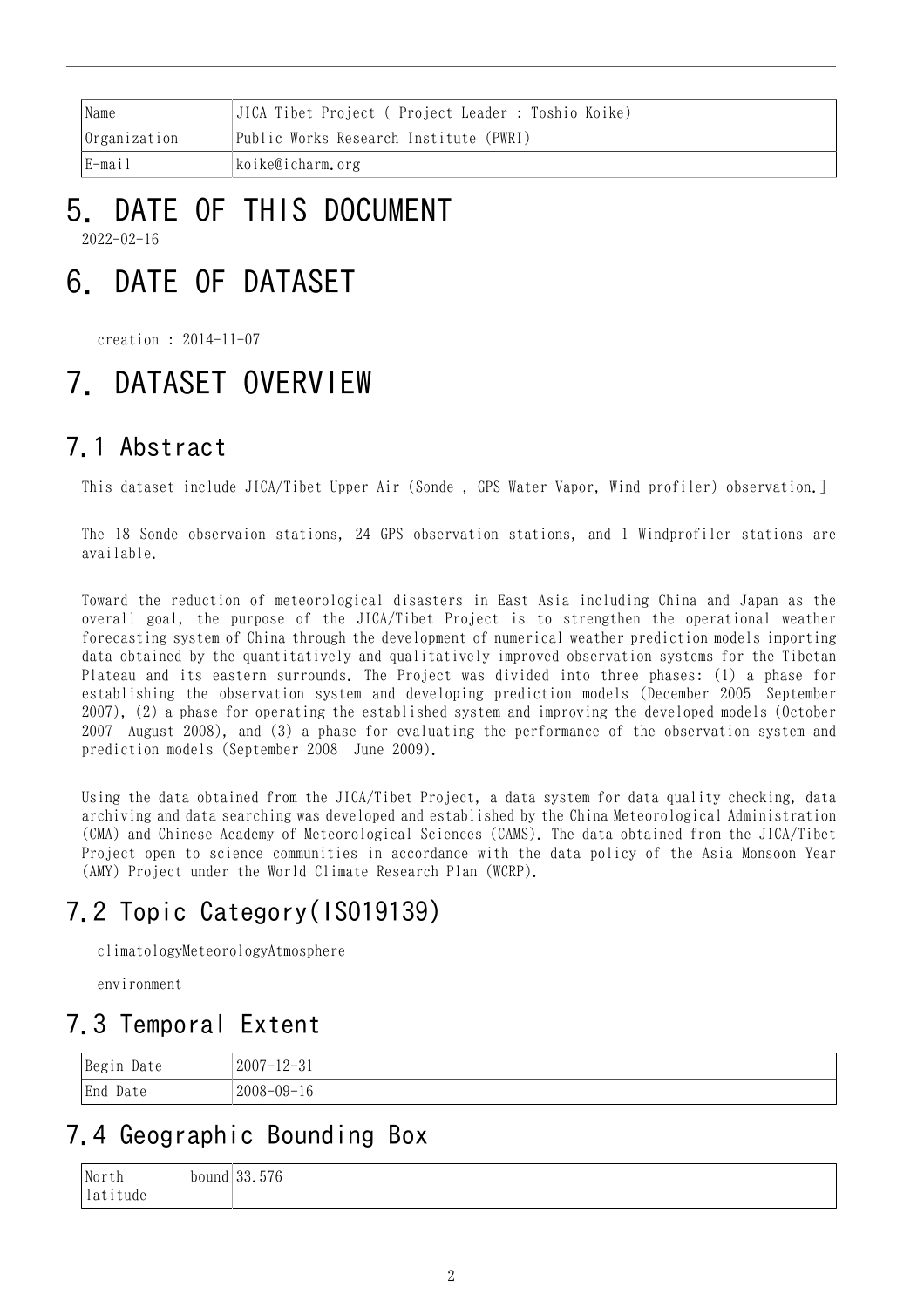| Name | JICA Tibet Project ( Project Leader : Toshio Koike) |
|---|---|
| Organization | Public Works Research Institute (PWRI) |
| E-mail | koike@icharm.org |

# 5. DATE OF THIS DOCUMENT

2022-02-16

# 6. DATE OF DATASET

creation : 2014-11-07

# 7. DATASET OVERVIEW

## 7.1 Abstract

This dataset include JICA/Tibet Upper Air (Sonde , GPS Water Vapor, Wind profiler) observation.]

The 18 Sonde observaion stations, 24 GPS observation stations, and 1 Windprofiler stations are available.

Toward the reduction of meteorological disasters in East Asia including China and Japan as the overall goal, the purpose of the JICA/Tibet Project is to strengthen the operational weather forecasting system of China through the development of numerical weather prediction models importing data obtained by the quantitatively and qualitatively improved observation systems for the Tibetan Plateau and its eastern surrounds. The Project was divided into three phases: (1) a phase for establishing the observation system and developing prediction models (December 2005 September 2007), (2) a phase for operating the established system and improving the developed models (October 2007 August 2008), and (3) a phase for evaluating the performance of the observation system and prediction models (September 2008 June 2009).

Using the data obtained from the JICA/Tibet Project, a data system for data quality checking, data archiving and data searching was developed and established by the China Meteorological Administration (CMA) and Chinese Academy of Meteorological Sciences (CAMS). The data obtained from the JICA/Tibet Project open to science communities in accordance with the data policy of the Asia Monsoon Year (AMY) Project under the World Climate Research Plan (WCRP).

## 7.2 Topic Category(ISO19139)

climatologyMeteorologyAtmosphere

environment

## 7.3 Temporal Extent

| Begin Date | 2007-12-31 |
|---|---|
| End Date | 2008-09-16 |

## 7.4 Geographic Bounding Box

| North bound latitude | 33.576 |
|---|---|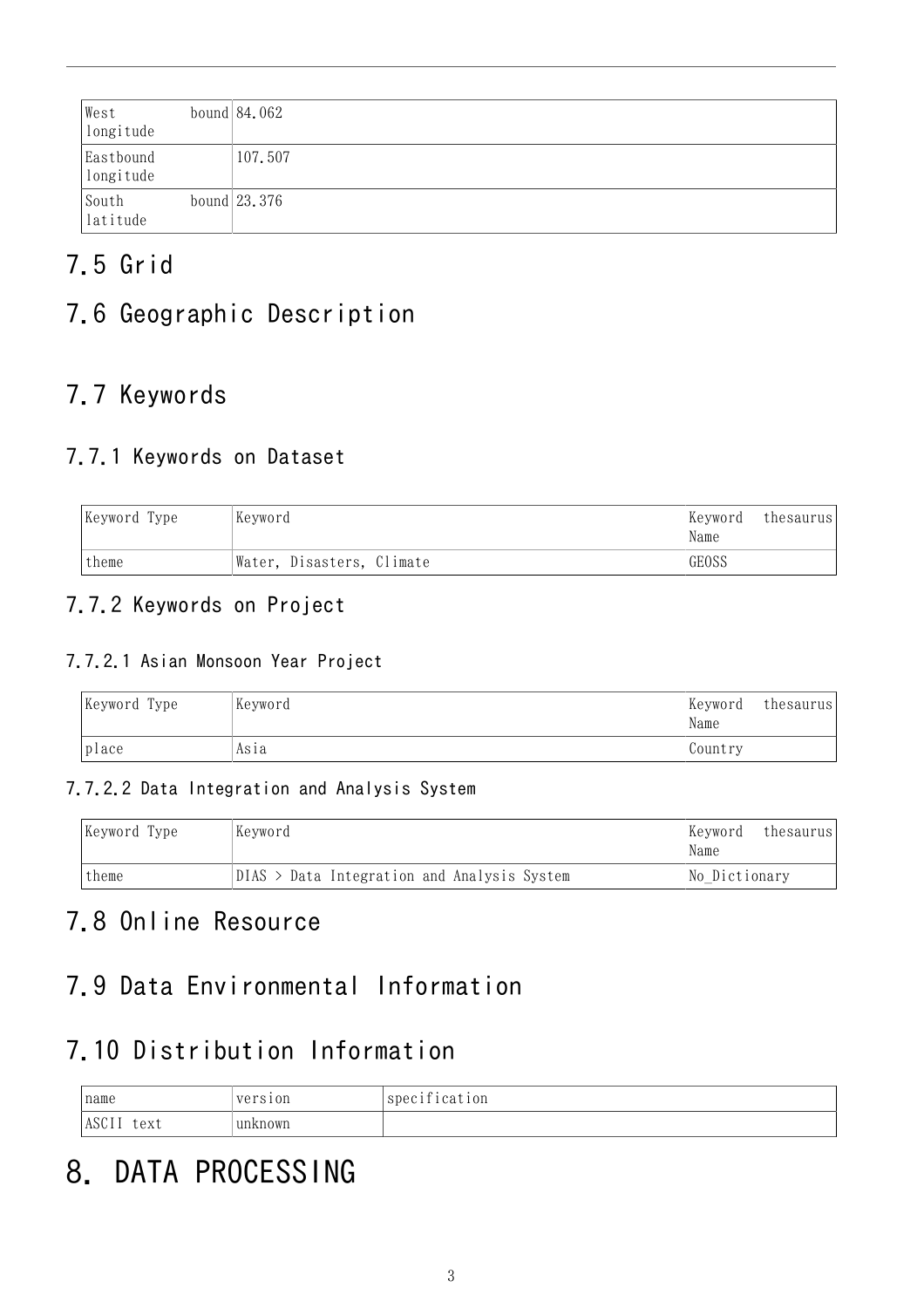| West bound longitude | 84.062 |
|---|---|
| Eastbound longitude | 107.507 |
| South bound latitude | 23.376 |

## 7.5 Grid

## 7.6 Geographic Description

## 7.7 Keywords

### 7.7.1 Keywords on Dataset

| Keyword Type | Keyword | Keyword thesaurus Name |
|---|---|---|
| theme | Water, Disasters, Climate | GEOSS |

### 7.7.2 Keywords on Project

#### 7.7.2.1 Asian Monsoon Year Project

| Keyword Type | Keyword | Keyword thesaurus Name |
|---|---|---|
| place | Asia | Country |

#### 7.7.2.2 Data Integration and Analysis System

| Keyword Type | Keyword | Keyword thesaurus Name |
|---|---|---|
| theme | DIAS > Data Integration and Analysis System | No_Dictionary |

## 7.8 Online Resource

## 7.9 Data Environmental Information

## 7.10 Distribution Information

| name | version | specification |
|---|---|---|
| ASCII text | unknown | |

# 8. DATA PROCESSING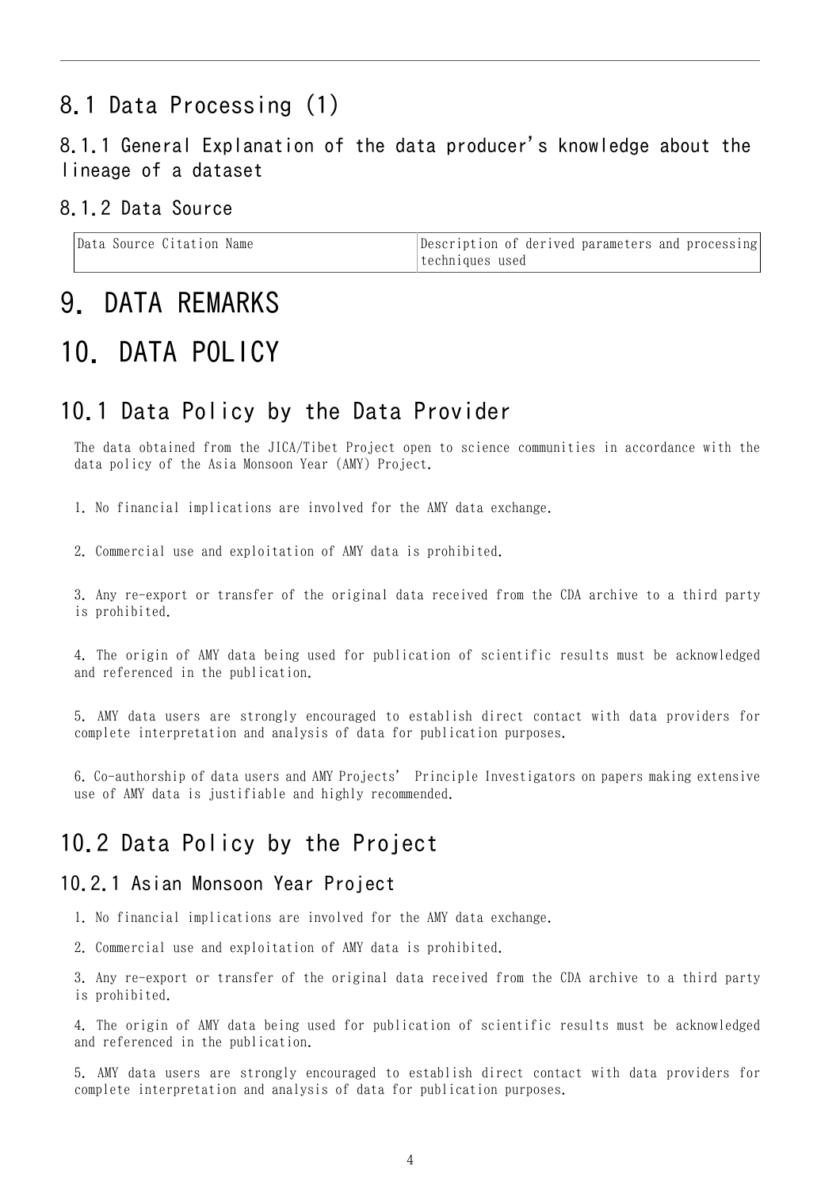## 8.1 Data Processing (1)

### 8.1.1 General Explanation of the data producer's knowledge about the lineage of a dataset

### 8.1.2 Data Source

| Data Source Citation Name | Description of derived parameters and processing techniques used |
| --- | --- |

# 9. DATA REMARKS

# 10. DATA POLICY

## 10.1 Data Policy by the Data Provider

The data obtained from the JICA/Tibet Project open to science communities in accordance with the data policy of the Asia Monsoon Year (AMY) Project.

1. No financial implications are involved for the AMY data exchange.

2. Commercial use and exploitation of AMY data is prohibited.

3. Any re-export or transfer of the original data received from the CDA archive to a third party is prohibited.

4. The origin of AMY data being used for publication of scientific results must be acknowledged and referenced in the publication.

5. AMY data users are strongly encouraged to establish direct contact with data providers for complete interpretation and analysis of data for publication purposes.

6. Co-authorship of data users and AMY Projects' Principle Investigators on papers making extensive use of AMY data is justifiable and highly recommended.

## 10.2 Data Policy by the Project

### 10.2.1 Asian Monsoon Year Project

1. No financial implications are involved for the AMY data exchange.

2. Commercial use and exploitation of AMY data is prohibited.

3. Any re-export or transfer of the original data received from the CDA archive to a third party is prohibited.

4. The origin of AMY data being used for publication of scientific results must be acknowledged and referenced in the publication.

5. AMY data users are strongly encouraged to establish direct contact with data providers for complete interpretation and analysis of data for publication purposes.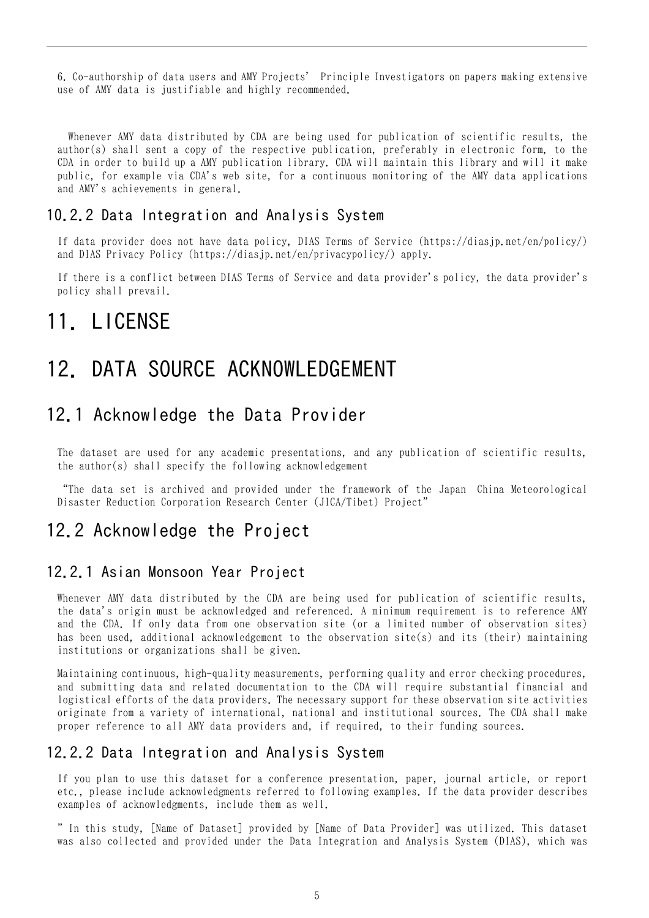6. Co-authorship of data users and AMY Projects' Principle Investigators on papers making extensive use of AMY data is justifiable and highly recommended.

Whenever AMY data distributed by CDA are being used for publication of scientific results, the author(s) shall sent a copy of the respective publication, preferably in electronic form, to the CDA in order to build up a AMY publication library. CDA will maintain this library and will it make public, for example via CDA's web site, for a continuous monitoring of the AMY data applications and AMY's achievements in general.

### 10.2.2 Data Integration and Analysis System

If data provider does not have data policy, DIAS Terms of Service (https://diasjp.net/en/policy/) and DIAS Privacy Policy (https://diasjp.net/en/privacypolicy/) apply.

If there is a conflict between DIAS Terms of Service and data provider's policy, the data provider's policy shall prevail.

# 11. LICENSE

# 12. DATA SOURCE ACKNOWLEDGEMENT

## 12.1 Acknowledge the Data Provider

The dataset are used for any academic presentations, and any publication of scientific results, the author(s) shall specify the following acknowledgement

"The data set is archived and provided under the framework of the Japan China Meteorological Disaster Reduction Corporation Research Center (JICA/Tibet) Project"

## 12.2 Acknowledge the Project

### 12.2.1 Asian Monsoon Year Project

Whenever AMY data distributed by the CDA are being used for publication of scientific results, the data's origin must be acknowledged and referenced. A minimum requirement is to reference AMY and the CDA. If only data from one observation site (or a limited number of observation sites) has been used, additional acknowledgement to the observation site(s) and its (their) maintaining institutions or organizations shall be given.

Maintaining continuous, high-quality measurements, performing quality and error checking procedures, and submitting data and related documentation to the CDA will require substantial financial and logistical efforts of the data providers. The necessary support for these observation site activities originate from a variety of international, national and institutional sources. The CDA shall make proper reference to all AMY data providers and, if required, to their funding sources.

### 12.2.2 Data Integration and Analysis System

If you plan to use this dataset for a conference presentation, paper, journal article, or report etc., please include acknowledgments referred to following examples. If the data provider describes examples of acknowledgments, include them as well.

" In this study, [Name of Dataset] provided by [Name of Data Provider] was utilized. This dataset was also collected and provided under the Data Integration and Analysis System (DIAS), which was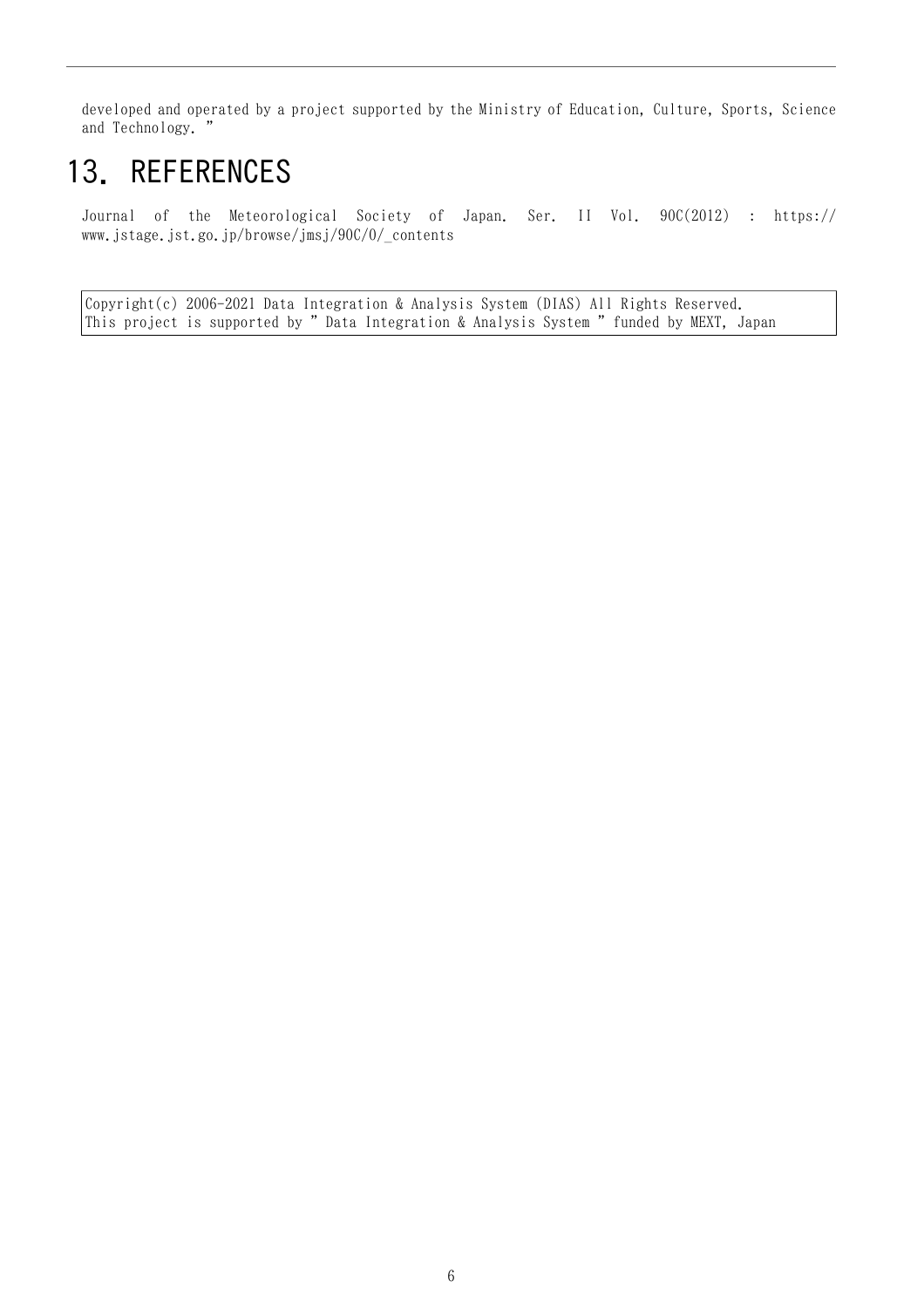developed and operated by a project supported by the Ministry of Education, Culture, Sports, Science and Technology. "

# 13. REFERENCES

Journal of the Meteorological Society of Japan. Ser. II Vol. 90C(2012) : https://www.jstage.jst.go.jp/browse/jmsj/90C/0/_contents

Copyright(c) 2006-2021 Data Integration & Analysis System (DIAS) All Rights Reserved.
This project is supported by " Data Integration & Analysis System " funded by MEXT, Japan